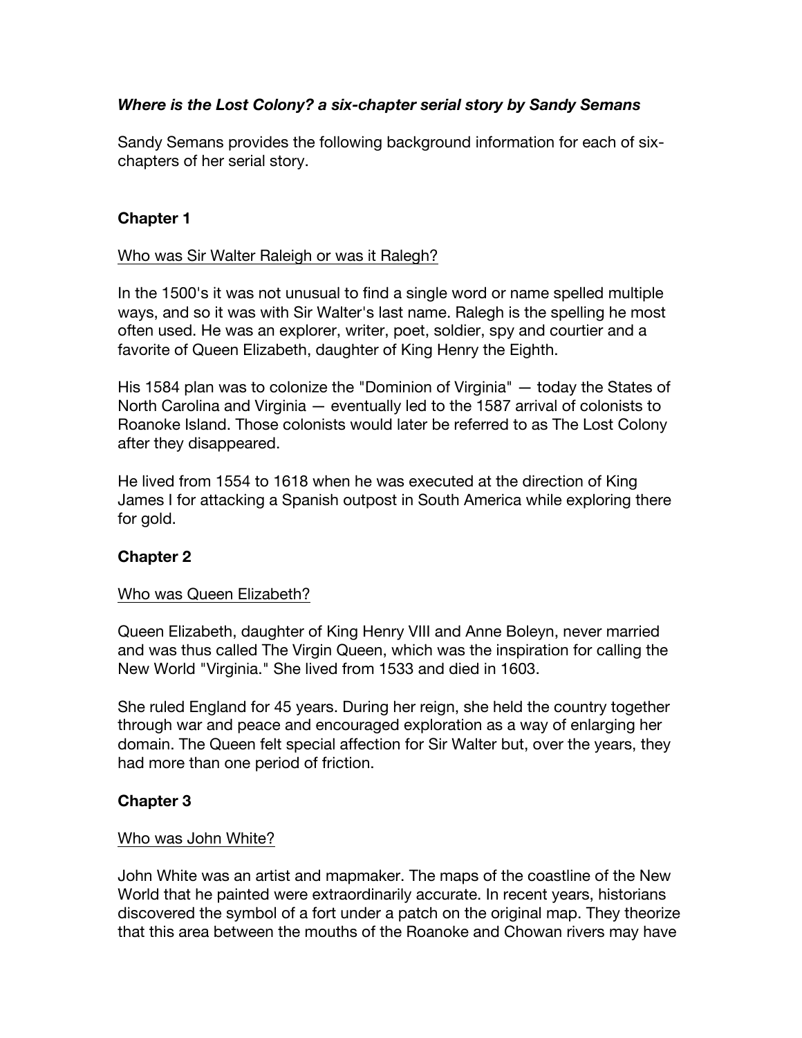***Where is the Lost Colony? a six-chapter serial story by Sandy Semans***

Sandy Semans provides the following background information for each of six-chapters of her serial story.

## Chapter 1

Who was Sir Walter Raleigh or was it Ralegh?

In the 1500's it was not unusual to find a single word or name spelled multiple ways, and so it was with Sir Walter's last name. Ralegh is the spelling he most often used. He was an explorer, writer, poet, soldier, spy and courtier and a favorite of Queen Elizabeth, daughter of King Henry the Eighth.

His 1584 plan was to colonize the "Dominion of Virginia" — today the States of North Carolina and Virginia — eventually led to the 1587 arrival of colonists to Roanoke Island. Those colonists would later be referred to as The Lost Colony after they disappeared.

He lived from 1554 to 1618 when he was executed at the direction of King James I for attacking a Spanish outpost in South America while exploring there for gold.

## Chapter 2

Who was Queen Elizabeth?

Queen Elizabeth, daughter of King Henry VIII and Anne Boleyn, never married and was thus called The Virgin Queen, which was the inspiration for calling the New World "Virginia." She lived from 1533 and died in 1603.

She ruled England for 45 years. During her reign, she held the country together through war and peace and encouraged exploration as a way of enlarging her domain. The Queen felt special affection for Sir Walter but, over the years, they had more than one period of friction.

## Chapter 3

Who was John White?

John White was an artist and mapmaker. The maps of the coastline of the New World that he painted were extraordinarily accurate. In recent years, historians discovered the symbol of a fort under a patch on the original map. They theorize that this area between the mouths of the Roanoke and Chowan rivers may have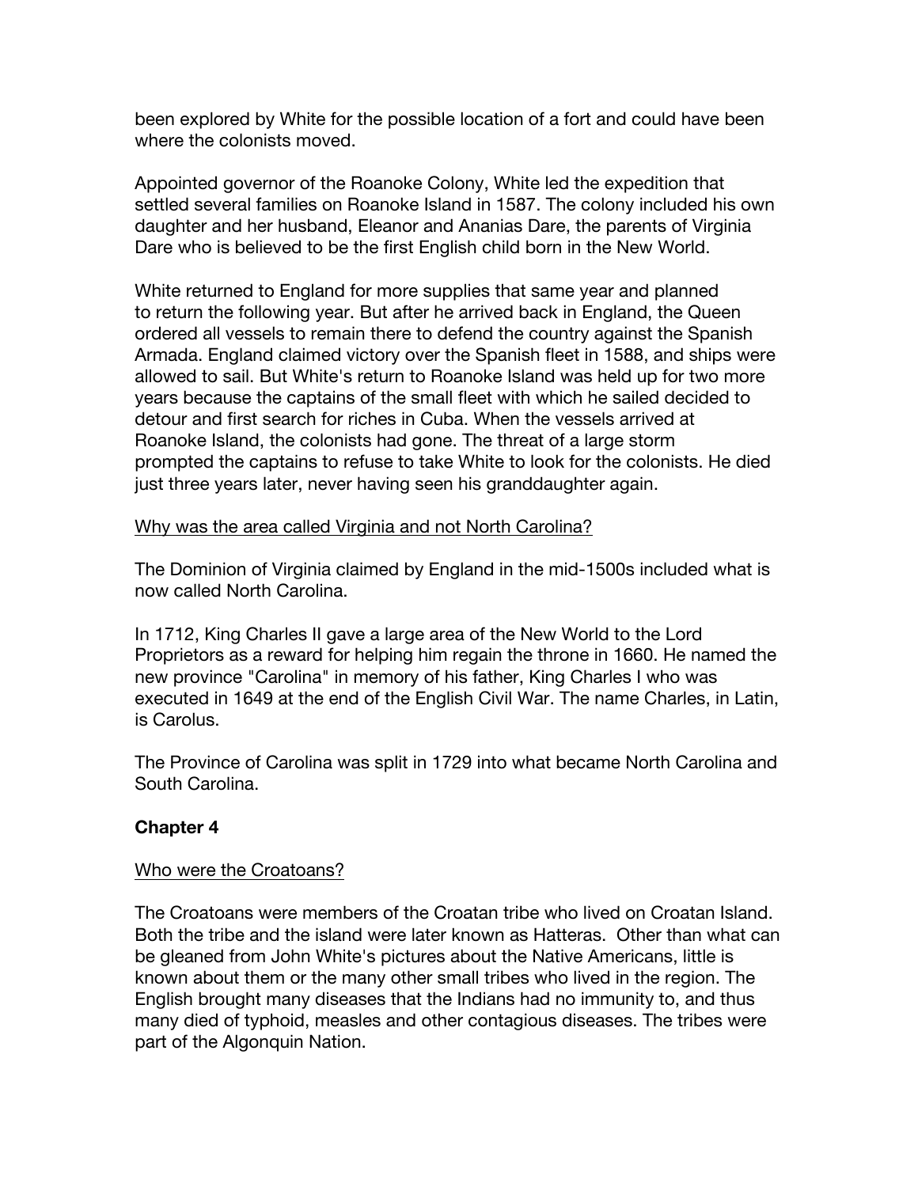been explored by White for the possible location of a fort and could have been where the colonists moved.

Appointed governor of the Roanoke Colony, White led the expedition that settled several families on Roanoke Island in 1587. The colony included his own daughter and her husband, Eleanor and Ananias Dare, the parents of Virginia Dare who is believed to be the first English child born in the New World.

White returned to England for more supplies that same year and planned to return the following year. But after he arrived back in England, the Queen ordered all vessels to remain there to defend the country against the Spanish Armada. England claimed victory over the Spanish fleet in 1588, and ships were allowed to sail. But White's return to Roanoke Island was held up for two more years because the captains of the small fleet with which he sailed decided to detour and first search for riches in Cuba. When the vessels arrived at Roanoke Island, the colonists had gone. The threat of a large storm prompted the captains to refuse to take White to look for the colonists. He died just three years later, never having seen his granddaughter again.

<u>Why was the area called Virginia and not North Carolina?</u>

The Dominion of Virginia claimed by England in the mid-1500s included what is now called North Carolina.

In 1712, King Charles II gave a large area of the New World to the Lord Proprietors as a reward for helping him regain the throne in 1660. He named the new province "Carolina" in memory of his father, King Charles I who was executed in 1649 at the end of the English Civil War. The name Charles, in Latin, is Carolus.

The Province of Carolina was split in 1729 into what became North Carolina and South Carolina.

## Chapter 4

<u>Who were the Croatoans?</u>

The Croatoans were members of the Croatan tribe who lived on Croatan Island. Both the tribe and the island were later known as Hatteras. Other than what can be gleaned from John White's pictures about the Native Americans, little is known about them or the many other small tribes who lived in the region. The English brought many diseases that the Indians had no immunity to, and thus many died of typhoid, measles and other contagious diseases. The tribes were part of the Algonquin Nation.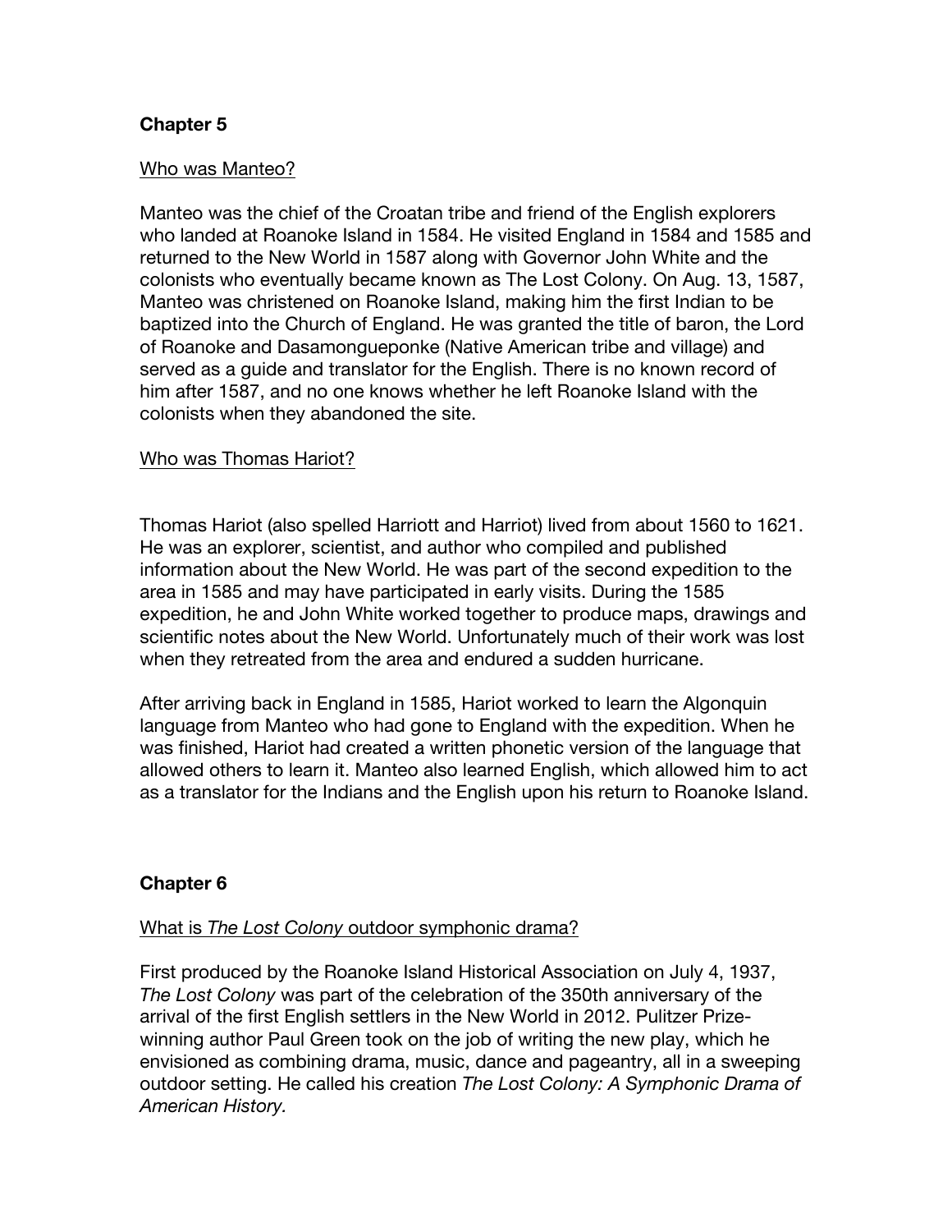## Chapter 5

Who was Manteo?

Manteo was the chief of the Croatan tribe and friend of the English explorers who landed at Roanoke Island in 1584. He visited England in 1584 and 1585 and returned to the New World in 1587 along with Governor John White and the colonists who eventually became known as The Lost Colony. On Aug. 13, 1587, Manteo was christened on Roanoke Island, making him the first Indian to be baptized into the Church of England. He was granted the title of baron, the Lord of Roanoke and Dasamongueponke (Native American tribe and village) and served as a guide and translator for the English. There is no known record of him after 1587, and no one knows whether he left Roanoke Island with the colonists when they abandoned the site.

Who was Thomas Hariot?

Thomas Hariot (also spelled Harriott and Harriot) lived from about 1560 to 1621. He was an explorer, scientist, and author who compiled and published information about the New World. He was part of the second expedition to the area in 1585 and may have participated in early visits. During the 1585 expedition, he and John White worked together to produce maps, drawings and scientific notes about the New World. Unfortunately much of their work was lost when they retreated from the area and endured a sudden hurricane.

After arriving back in England in 1585, Hariot worked to learn the Algonquin language from Manteo who had gone to England with the expedition. When he was finished, Hariot had created a written phonetic version of the language that allowed others to learn it. Manteo also learned English, which allowed him to act as a translator for the Indians and the English upon his return to Roanoke Island.

## Chapter 6

What is *The Lost Colony* outdoor symphonic drama?

First produced by the Roanoke Island Historical Association on July 4, 1937, *The Lost Colony* was part of the celebration of the 350th anniversary of the arrival of the first English settlers in the New World in 2012. Pulitzer Prize-winning author Paul Green took on the job of writing the new play, which he envisioned as combining drama, music, dance and pageantry, all in a sweeping outdoor setting. He called his creation *The Lost Colony: A Symphonic Drama of American History.*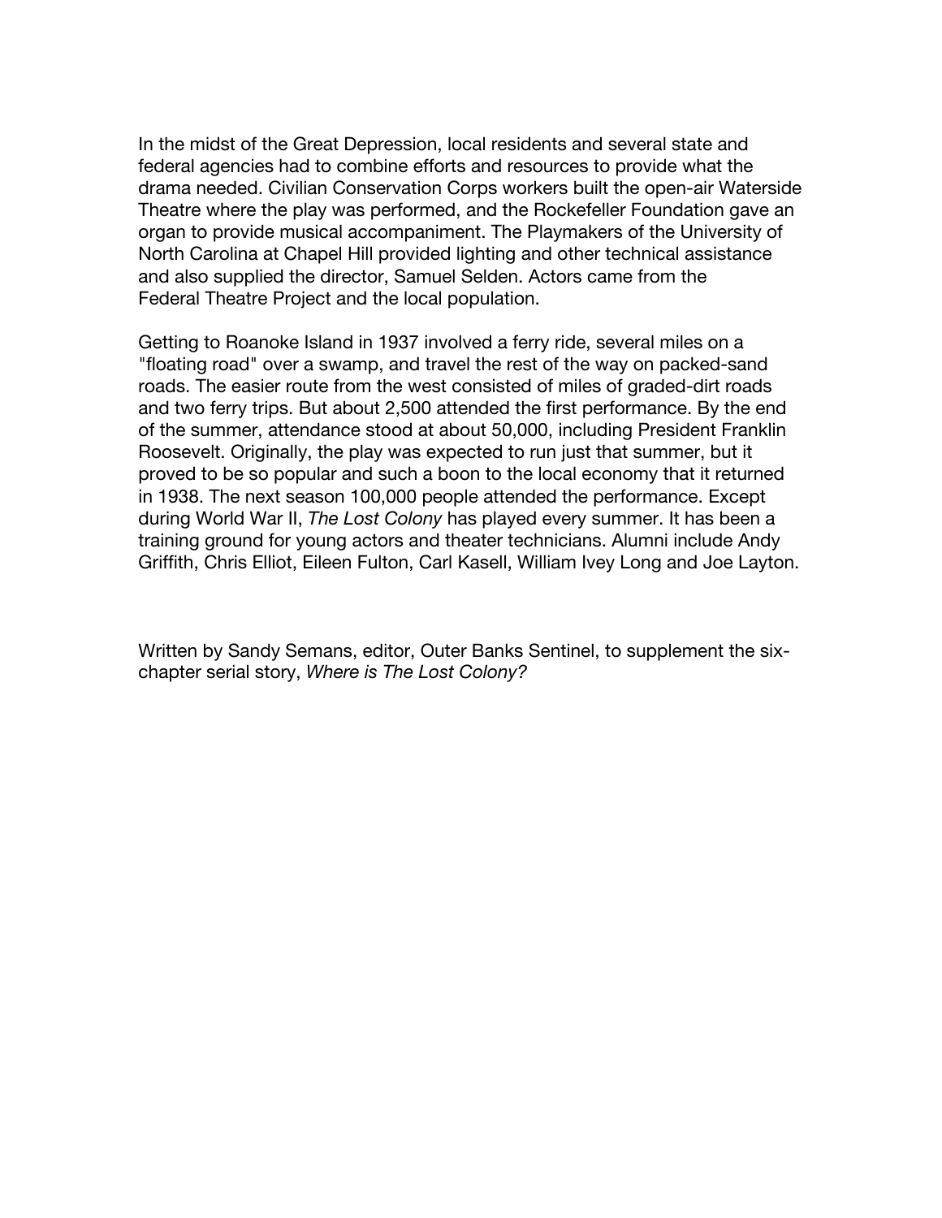In the midst of the Great Depression, local residents and several state and federal agencies had to combine efforts and resources to provide what the drama needed. Civilian Conservation Corps workers built the open-air Waterside Theatre where the play was performed, and the Rockefeller Foundation gave an organ to provide musical accompaniment. The Playmakers of the University of North Carolina at Chapel Hill provided lighting and other technical assistance and also supplied the director, Samuel Selden. Actors came from the Federal Theatre Project and the local population.

Getting to Roanoke Island in 1937 involved a ferry ride, several miles on a "floating road" over a swamp, and travel the rest of the way on packed-sand roads. The easier route from the west consisted of miles of graded-dirt roads and two ferry trips. But about 2,500 attended the first performance. By the end of the summer, attendance stood at about 50,000, including President Franklin Roosevelt. Originally, the play was expected to run just that summer, but it proved to be so popular and such a boon to the local economy that it returned in 1938. The next season 100,000 people attended the performance. Except during World War II, *The Lost Colony* has played every summer. It has been a training ground for young actors and theater technicians. Alumni include Andy Griffith, Chris Elliot, Eileen Fulton, Carl Kasell, William Ivey Long and Joe Layton.

Written by Sandy Semans, editor, Outer Banks Sentinel, to supplement the six-chapter serial story, *Where is The Lost Colony?*